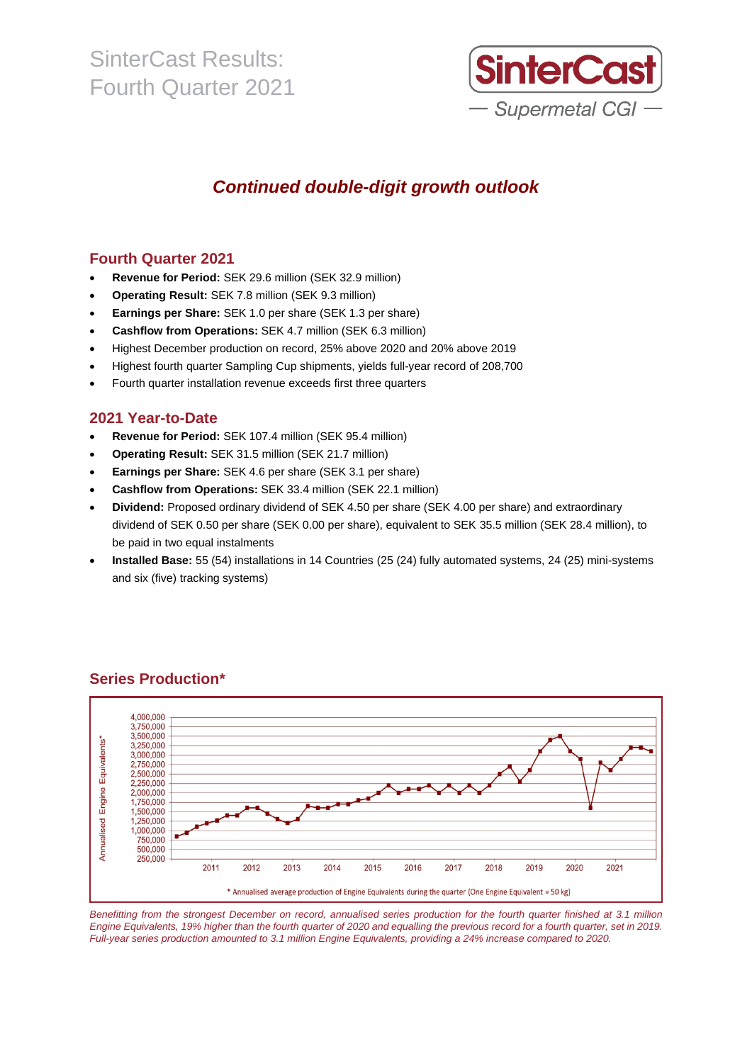# SinterCast Results: Fourth Quarter 2021

SinterCast

— Supermetal CGI —

## *Continued double-digit growth outlook*

## Fourth Quarter 2021

- **Revenue for Period:** SEK 29.6 million (SEK 32.9 million)
- **Operating Result:** SEK 7.8 million (SEK 9.3 million)
- **Earnings per Share:** SEK 1.0 per share (SEK 1.3 per share)
- **Cashflow from Operations:** SEK 4.7 million (SEK 6.3 million)
- Highest December production on record, 25% above 2020 and 20% above 2019
- Highest fourth quarter Sampling Cup shipments, yields full-year record of 208,700
- Fourth quarter installation revenue exceeds first three quarters

## 2021 Year-to-Date

- **Revenue for Period:** SEK 107.4 million (SEK 95.4 million)
- **Operating Result:** SEK 31.5 million (SEK 21.7 million)
- **Earnings per Share:** SEK 4.6 per share (SEK 3.1 per share)
- **Cashflow from Operations:** SEK 33.4 million (SEK 22.1 million)
- **Dividend:** Proposed ordinary dividend of SEK 4.50 per share (SEK 4.00 per share) and extraordinary dividend of SEK 0.50 per share (SEK 0.00 per share), equivalent to SEK 35.5 million (SEK 28.4 million), to be paid in two equal instalments
- **Installed Base:** 55 (54) installations in 14 Countries (25 (24) fully automated systems, 24 (25) mini-systems and six (five) tracking systems)

## Series Production*

Annualised Engine Equivalents*

* Annualised average production of Engine Equivalents during the quarter (One Engine Equivalent = 50 kg)

*Benefitting from the strongest December on record, annualised series production for the fourth quarter finished at 3.1 million Engine Equivalents, 19% higher than the fourth quarter of 2020 and equalling the previous record for a fourth quarter, set in 2019. Full-year series production amounted to 3.1 million Engine Equivalents, providing a 24% increase compared to 2020.*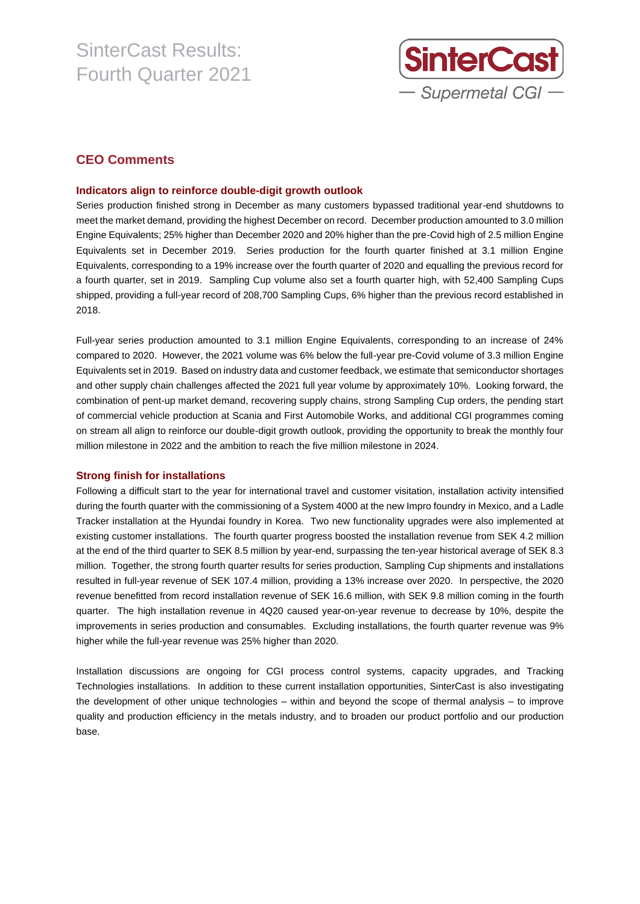# SinterCast Results: Fourth Quarter 2021

## CEO Comments

### Indicators align to reinforce double-digit growth outlook

Series production finished strong in December as many customers bypassed traditional year-end shutdowns to meet the market demand, providing the highest December on record. December production amounted to 3.0 million Engine Equivalents; 25% higher than December 2020 and 20% higher than the pre-Covid high of 2.5 million Engine Equivalents set in December 2019. Series production for the fourth quarter finished at 3.1 million Engine Equivalents, corresponding to a 19% increase over the fourth quarter of 2020 and equalling the previous record for a fourth quarter, set in 2019. Sampling Cup volume also set a fourth quarter high, with 52,400 Sampling Cups shipped, providing a full-year record of 208,700 Sampling Cups, 6% higher than the previous record established in 2018.

Full-year series production amounted to 3.1 million Engine Equivalents, corresponding to an increase of 24% compared to 2020. However, the 2021 volume was 6% below the full-year pre-Covid volume of 3.3 million Engine Equivalents set in 2019. Based on industry data and customer feedback, we estimate that semiconductor shortages and other supply chain challenges affected the 2021 full year volume by approximately 10%. Looking forward, the combination of pent-up market demand, recovering supply chains, strong Sampling Cup orders, the pending start of commercial vehicle production at Scania and First Automobile Works, and additional CGI programmes coming on stream all align to reinforce our double-digit growth outlook, providing the opportunity to break the monthly four million milestone in 2022 and the ambition to reach the five million milestone in 2024.

### Strong finish for installations

Following a difficult start to the year for international travel and customer visitation, installation activity intensified during the fourth quarter with the commissioning of a System 4000 at the new Impro foundry in Mexico, and a Ladle Tracker installation at the Hyundai foundry in Korea. Two new functionality upgrades were also implemented at existing customer installations. The fourth quarter progress boosted the installation revenue from SEK 4.2 million at the end of the third quarter to SEK 8.5 million by year-end, surpassing the ten-year historical average of SEK 8.3 million. Together, the strong fourth quarter results for series production, Sampling Cup shipments and installations resulted in full-year revenue of SEK 107.4 million, providing a 13% increase over 2020. In perspective, the 2020 revenue benefitted from record installation revenue of SEK 16.6 million, with SEK 9.8 million coming in the fourth quarter. The high installation revenue in 4Q20 caused year-on-year revenue to decrease by 10%, despite the improvements in series production and consumables. Excluding installations, the fourth quarter revenue was 9% higher while the full-year revenue was 25% higher than 2020.

Installation discussions are ongoing for CGI process control systems, capacity upgrades, and Tracking Technologies installations. In addition to these current installation opportunities, SinterCast is also investigating the development of other unique technologies – within and beyond the scope of thermal analysis – to improve quality and production efficiency in the metals industry, and to broaden our product portfolio and our production base.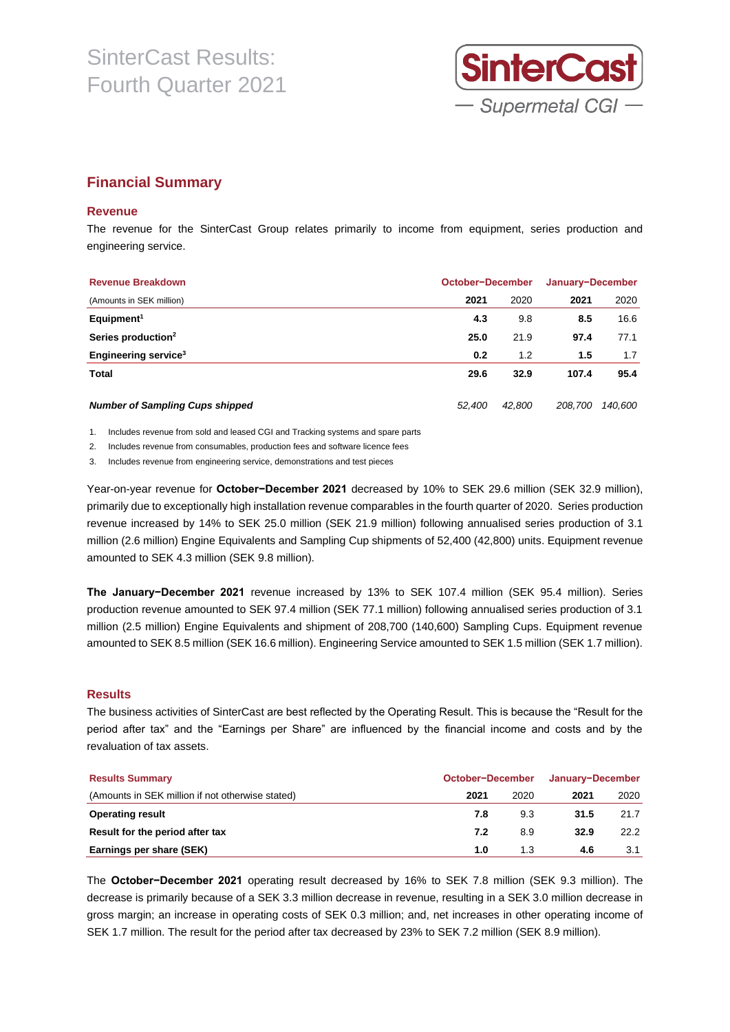# SinterCast Results: Fourth Quarter 2021

## Financial Summary

### Revenue

The revenue for the SinterCast Group relates primarily to income from equipment, series production and engineering service.

| Revenue Breakdown | October−December | | January−December | |
|---|---|---|---|---|
| (Amounts in SEK million) | **2021** | 2020 | **2021** | 2020 |
| **Equipment[1]** | **4.3** | 9.8 | **8.5** | 16.6 |
| **Series production[2]** | **25.0** | 21.9 | **97.4** | 77.1 |
| **Engineering service[3]** | **0.2** | 1.2 | **1.5** | 1.7 |
| **Total** | **29.6** | **32.9** | **107.4** | **95.4** |
| ***Number of Sampling Cups shipped*** | *52,400* | *42,800* | *208,700* | *140,600* |

1. Includes revenue from sold and leased CGI and Tracking systems and spare parts
2. Includes revenue from consumables, production fees and software licence fees
3. Includes revenue from engineering service, demonstrations and test pieces

Year-on-year revenue for **October−December 2021** decreased by 10% to SEK 29.6 million (SEK 32.9 million), primarily due to exceptionally high installation revenue comparables in the fourth quarter of 2020. Series production revenue increased by 14% to SEK 25.0 million (SEK 21.9 million) following annualised series production of 3.1 million (2.6 million) Engine Equivalents and Sampling Cup shipments of 52,400 (42,800) units. Equipment revenue amounted to SEK 4.3 million (SEK 9.8 million).

**The January−December 2021** revenue increased by 13% to SEK 107.4 million (SEK 95.4 million). Series production revenue amounted to SEK 97.4 million (SEK 77.1 million) following annualised series production of 3.1 million (2.5 million) Engine Equivalents and shipment of 208,700 (140,600) Sampling Cups. Equipment revenue amounted to SEK 8.5 million (SEK 16.6 million). Engineering Service amounted to SEK 1.5 million (SEK 1.7 million).

### Results

The business activities of SinterCast are best reflected by the Operating Result. This is because the "Result for the period after tax" and the "Earnings per Share" are influenced by the financial income and costs and by the revaluation of tax assets.

| Results Summary | October−December | | January−December | |
|---|---|---|---|---|
| (Amounts in SEK million if not otherwise stated) | **2021** | 2020 | **2021** | 2020 |
| **Operating result** | **7.8** | 9.3 | **31.5** | 21.7 |
| **Result for the period after tax** | **7.2** | 8.9 | **32.9** | 22.2 |
| **Earnings per share (SEK)** | **1.0** | 1.3 | **4.6** | 3.1 |

The **October−December 2021** operating result decreased by 16% to SEK 7.8 million (SEK 9.3 million). The decrease is primarily because of a SEK 3.3 million decrease in revenue, resulting in a SEK 3.0 million decrease in gross margin; an increase in operating costs of SEK 0.3 million; and, net increases in other operating income of SEK 1.7 million. The result for the period after tax decreased by 23% to SEK 7.2 million (SEK 8.9 million).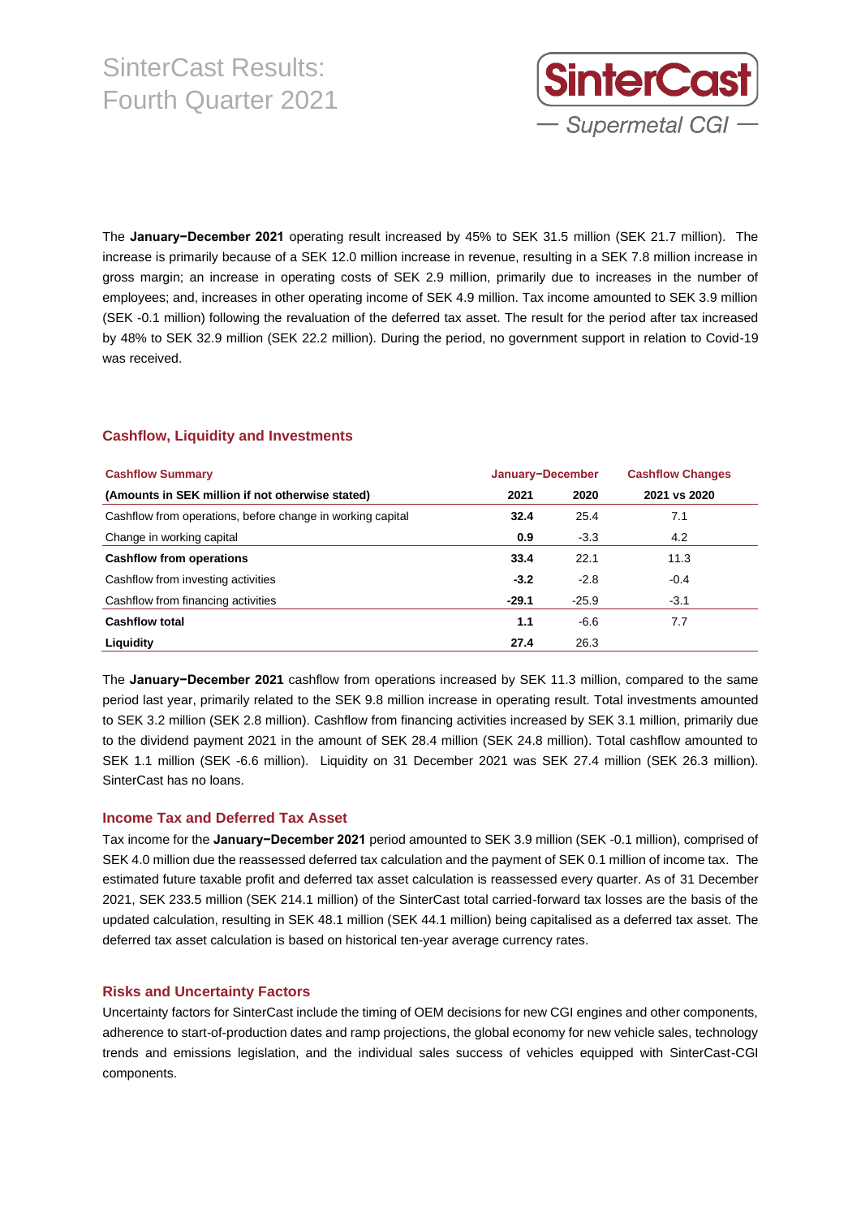The **January−December 2021** operating result increased by 45% to SEK 31.5 million (SEK 21.7 million). The increase is primarily because of a SEK 12.0 million increase in revenue, resulting in a SEK 7.8 million increase in gross margin; an increase in operating costs of SEK 2.9 million, primarily due to increases in the number of employees; and, increases in other operating income of SEK 4.9 million. Tax income amounted to SEK 3.9 million (SEK -0.1 million) following the revaluation of the deferred tax asset. The result for the period after tax increased by 48% to SEK 32.9 million (SEK 22.2 million). During the period, no government support in relation to Covid-19 was received.

## Cashflow, Liquidity and Investments

| Cashflow Summary | January−December | | Cashflow Changes |
|---|---|---|---|
| (Amounts in SEK million if not otherwise stated) | 2021 | 2020 | 2021 vs 2020 |
| Cashflow from operations, before change in working capital | **32.4** | 25.4 | 7.1 |
| Change in working capital | **0.9** | -3.3 | 4.2 |
| **Cashflow from operations** | **33.4** | 22.1 | 11.3 |
| Cashflow from investing activities | **-3.2** | -2.8 | -0.4 |
| Cashflow from financing activities | **-29.1** | -25.9 | -3.1 |
| **Cashflow total** | **1.1** | -6.6 | 7.7 |
| **Liquidity** | **27.4** | 26.3 | |

The **January−December 2021** cashflow from operations increased by SEK 11.3 million, compared to the same period last year, primarily related to the SEK 9.8 million increase in operating result. Total investments amounted to SEK 3.2 million (SEK 2.8 million). Cashflow from financing activities increased by SEK 3.1 million, primarily due to the dividend payment 2021 in the amount of SEK 28.4 million (SEK 24.8 million). Total cashflow amounted to SEK 1.1 million (SEK -6.6 million). Liquidity on 31 December 2021 was SEK 27.4 million (SEK 26.3 million). SinterCast has no loans.

### Income Tax and Deferred Tax Asset

Tax income for the **January−December 2021** period amounted to SEK 3.9 million (SEK -0.1 million), comprised of SEK 4.0 million due the reassessed deferred tax calculation and the payment of SEK 0.1 million of income tax. The estimated future taxable profit and deferred tax asset calculation is reassessed every quarter. As of 31 December 2021, SEK 233.5 million (SEK 214.1 million) of the SinterCast total carried-forward tax losses are the basis of the updated calculation, resulting in SEK 48.1 million (SEK 44.1 million) being capitalised as a deferred tax asset. The deferred tax asset calculation is based on historical ten-year average currency rates.

### Risks and Uncertainty Factors

Uncertainty factors for SinterCast include the timing of OEM decisions for new CGI engines and other components, adherence to start-of-production dates and ramp projections, the global economy for new vehicle sales, technology trends and emissions legislation, and the individual sales success of vehicles equipped with SinterCast-CGI components.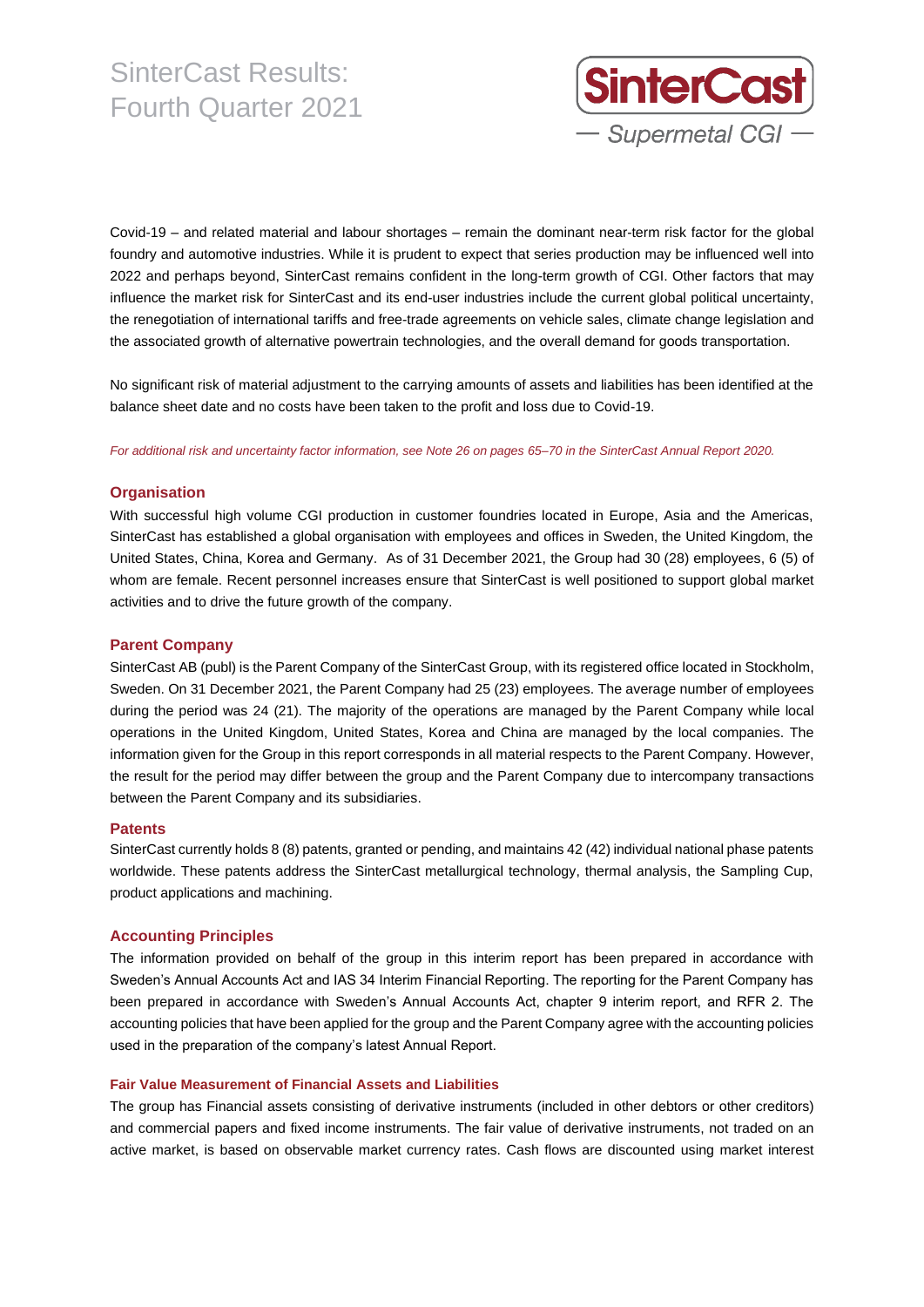Covid-19 – and related material and labour shortages – remain the dominant near-term risk factor for the global foundry and automotive industries. While it is prudent to expect that series production may be influenced well into 2022 and perhaps beyond, SinterCast remains confident in the long-term growth of CGI. Other factors that may influence the market risk for SinterCast and its end-user industries include the current global political uncertainty, the renegotiation of international tariffs and free-trade agreements on vehicle sales, climate change legislation and the associated growth of alternative powertrain technologies, and the overall demand for goods transportation.

No significant risk of material adjustment to the carrying amounts of assets and liabilities has been identified at the balance sheet date and no costs have been taken to the profit and loss due to Covid-19.

*For additional risk and uncertainty factor information, see Note 26 on pages 65–70 in the SinterCast Annual Report 2020.*

## Organisation

With successful high volume CGI production in customer foundries located in Europe, Asia and the Americas, SinterCast has established a global organisation with employees and offices in Sweden, the United Kingdom, the United States, China, Korea and Germany. As of 31 December 2021, the Group had 30 (28) employees, 6 (5) of whom are female. Recent personnel increases ensure that SinterCast is well positioned to support global market activities and to drive the future growth of the company.

## Parent Company

SinterCast AB (publ) is the Parent Company of the SinterCast Group, with its registered office located in Stockholm, Sweden. On 31 December 2021, the Parent Company had 25 (23) employees. The average number of employees during the period was 24 (21). The majority of the operations are managed by the Parent Company while local operations in the United Kingdom, United States, Korea and China are managed by the local companies. The information given for the Group in this report corresponds in all material respects to the Parent Company. However, the result for the period may differ between the group and the Parent Company due to intercompany transactions between the Parent Company and its subsidiaries.

## Patents

SinterCast currently holds 8 (8) patents, granted or pending, and maintains 42 (42) individual national phase patents worldwide. These patents address the SinterCast metallurgical technology, thermal analysis, the Sampling Cup, product applications and machining.

## Accounting Principles

The information provided on behalf of the group in this interim report has been prepared in accordance with Sweden's Annual Accounts Act and IAS 34 Interim Financial Reporting. The reporting for the Parent Company has been prepared in accordance with Sweden's Annual Accounts Act, chapter 9 interim report, and RFR 2. The accounting policies that have been applied for the group and the Parent Company agree with the accounting policies used in the preparation of the company's latest Annual Report.

### Fair Value Measurement of Financial Assets and Liabilities

The group has Financial assets consisting of derivative instruments (included in other debtors or other creditors) and commercial papers and fixed income instruments. The fair value of derivative instruments, not traded on an active market, is based on observable market currency rates. Cash flows are discounted using market interest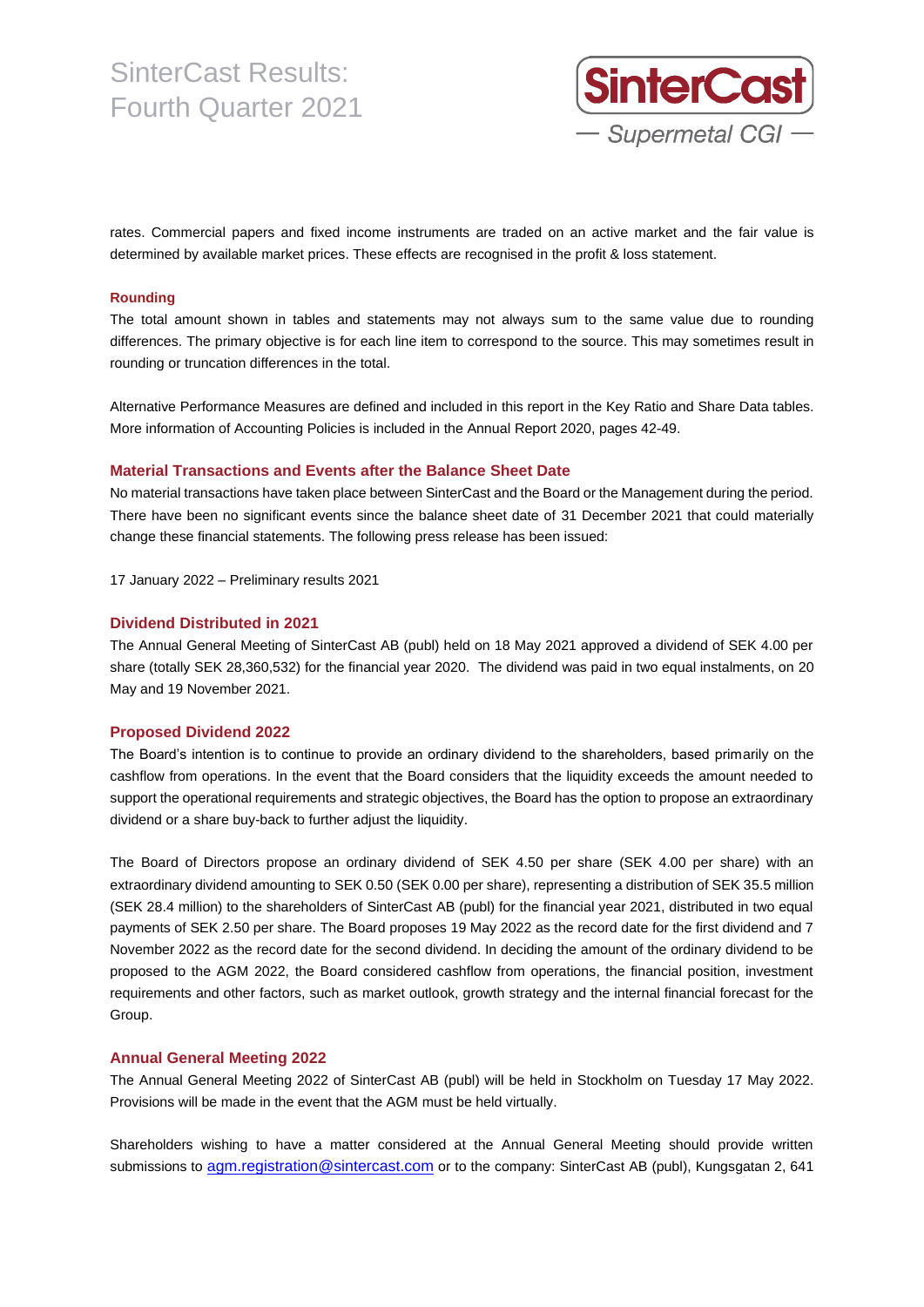rates. Commercial papers and fixed income instruments are traded on an active market and the fair value is determined by available market prices. These effects are recognised in the profit & loss statement.

### Rounding

The total amount shown in tables and statements may not always sum to the same value due to rounding differences. The primary objective is for each line item to correspond to the source. This may sometimes result in rounding or truncation differences in the total.

Alternative Performance Measures are defined and included in this report in the Key Ratio and Share Data tables. More information of Accounting Policies is included in the Annual Report 2020, pages 42-49.

## Material Transactions and Events after the Balance Sheet Date

No material transactions have taken place between SinterCast and the Board or the Management during the period. There have been no significant events since the balance sheet date of 31 December 2021 that could materially change these financial statements. The following press release has been issued:

17 January 2022 – Preliminary results 2021

## Dividend Distributed in 2021

The Annual General Meeting of SinterCast AB (publ) held on 18 May 2021 approved a dividend of SEK 4.00 per share (totally SEK 28,360,532) for the financial year 2020. The dividend was paid in two equal instalments, on 20 May and 19 November 2021.

## Proposed Dividend 2022

The Board's intention is to continue to provide an ordinary dividend to the shareholders, based primarily on the cashflow from operations. In the event that the Board considers that the liquidity exceeds the amount needed to support the operational requirements and strategic objectives, the Board has the option to propose an extraordinary dividend or a share buy-back to further adjust the liquidity.

The Board of Directors propose an ordinary dividend of SEK 4.50 per share (SEK 4.00 per share) with an extraordinary dividend amounting to SEK 0.50 (SEK 0.00 per share), representing a distribution of SEK 35.5 million (SEK 28.4 million) to the shareholders of SinterCast AB (publ) for the financial year 2021, distributed in two equal payments of SEK 2.50 per share. The Board proposes 19 May 2022 as the record date for the first dividend and 7 November 2022 as the record date for the second dividend. In deciding the amount of the ordinary dividend to be proposed to the AGM 2022, the Board considered cashflow from operations, the financial position, investment requirements and other factors, such as market outlook, growth strategy and the internal financial forecast for the Group.

## Annual General Meeting 2022

The Annual General Meeting 2022 of SinterCast AB (publ) will be held in Stockholm on Tuesday 17 May 2022. Provisions will be made in the event that the AGM must be held virtually.

Shareholders wishing to have a matter considered at the Annual General Meeting should provide written submissions to agm.registration@sintercast.com or to the company: SinterCast AB (publ), Kungsgatan 2, 641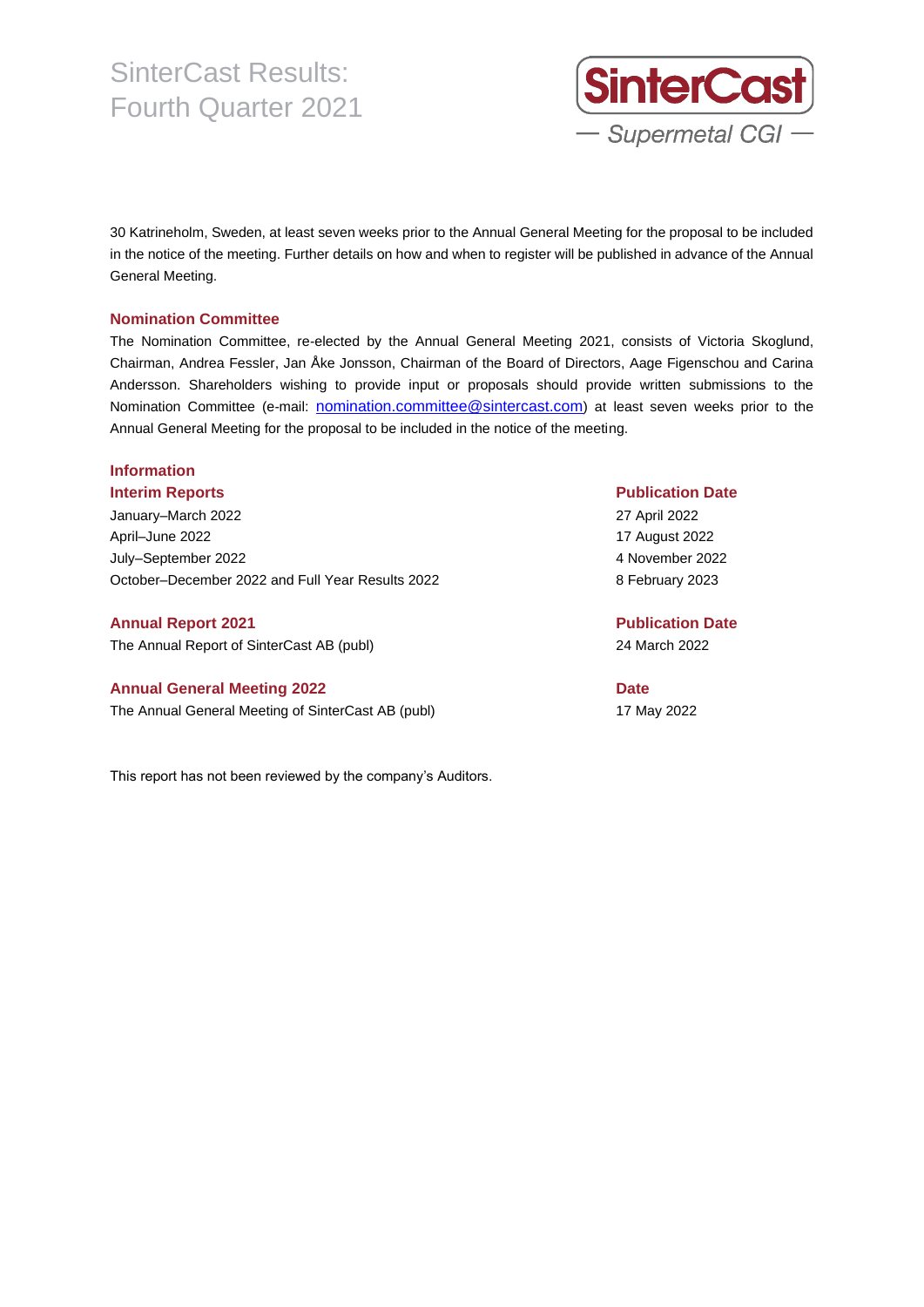30 Katrineholm, Sweden, at least seven weeks prior to the Annual General Meeting for the proposal to be included in the notice of the meeting. Further details on how and when to register will be published in advance of the Annual General Meeting.

### Nomination Committee

The Nomination Committee, re-elected by the Annual General Meeting 2021, consists of Victoria Skoglund, Chairman, Andrea Fessler, Jan Åke Jonsson, Chairman of the Board of Directors, Aage Figenschou and Carina Andersson. Shareholders wishing to provide input or proposals should provide written submissions to the Nomination Committee (e-mail: nomination.committee@sintercast.com) at least seven weeks prior to the Annual General Meeting for the proposal to be included in the notice of the meeting.

### Information

| Interim Reports | Publication Date |
|---|---|
| January–March 2022 | 27 April 2022 |
| April–June 2022 | 17 August 2022 |
| July–September 2022 | 4 November 2022 |
| October–December 2022 and Full Year Results 2022 | 8 February 2023 |

| Annual Report 2021 | Publication Date |
|---|---|
| The Annual Report of SinterCast AB (publ) | 24 March 2022 |

| Annual General Meeting 2022 | Date |
|---|---|
| The Annual General Meeting of SinterCast AB (publ) | 17 May 2022 |

This report has not been reviewed by the company's Auditors.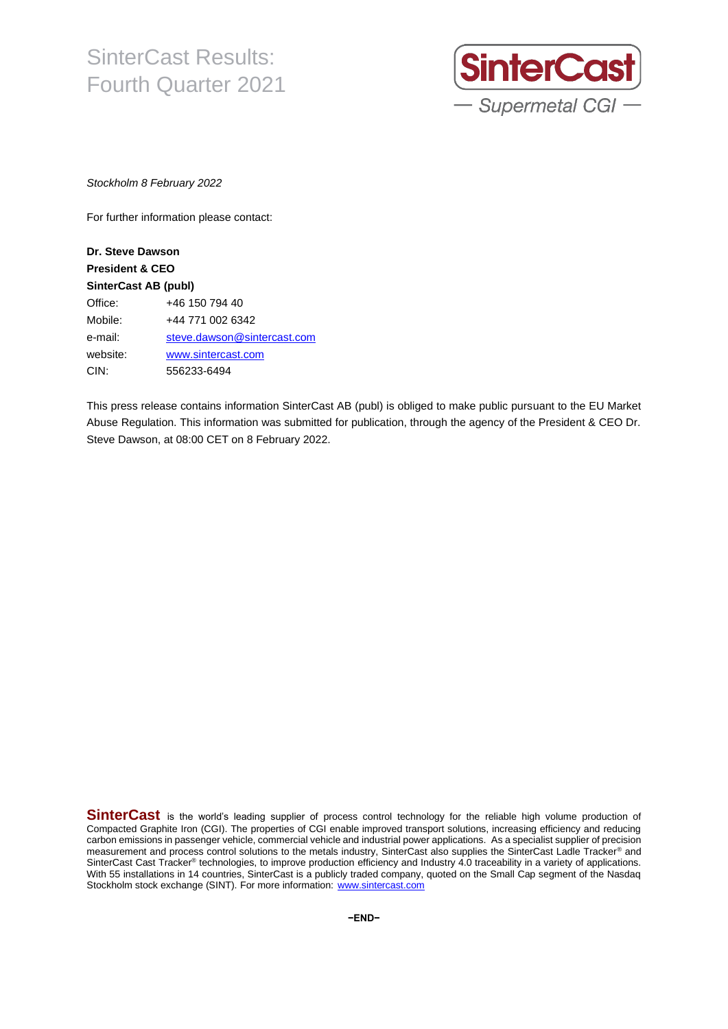# SinterCast Results: Fourth Quarter 2021

SinterCast — Supermetal CGI —

*Stockholm 8 February 2022*

For further information please contact:

**Dr. Steve Dawson**
**President & CEO**
**SinterCast AB (publ)**

| | |
|---|---|
| Office: | +46 150 794 40 |
| Mobile: | +44 771 002 6342 |
| e-mail: | steve.dawson@sintercast.com |
| website: | www.sintercast.com |
| CIN: | 556233-6494 |

This press release contains information SinterCast AB (publ) is obliged to make public pursuant to the EU Market Abuse Regulation. This information was submitted for publication, through the agency of the President & CEO Dr. Steve Dawson, at 08:00 CET on 8 February 2022.

**SinterCast** is the world's leading supplier of process control technology for the reliable high volume production of Compacted Graphite Iron (CGI). The properties of CGI enable improved transport solutions, increasing efficiency and reducing carbon emissions in passenger vehicle, commercial vehicle and industrial power applications. As a specialist supplier of precision measurement and process control solutions to the metals industry, SinterCast also supplies the SinterCast Ladle Tracker® and SinterCast Cast Tracker® technologies, to improve production efficiency and Industry 4.0 traceability in a variety of applications. With 55 installations in 14 countries, SinterCast is a publicly traded company, quoted on the Small Cap segment of the Nasdaq Stockholm stock exchange (SINT). For more information: www.sintercast.com

**–END–**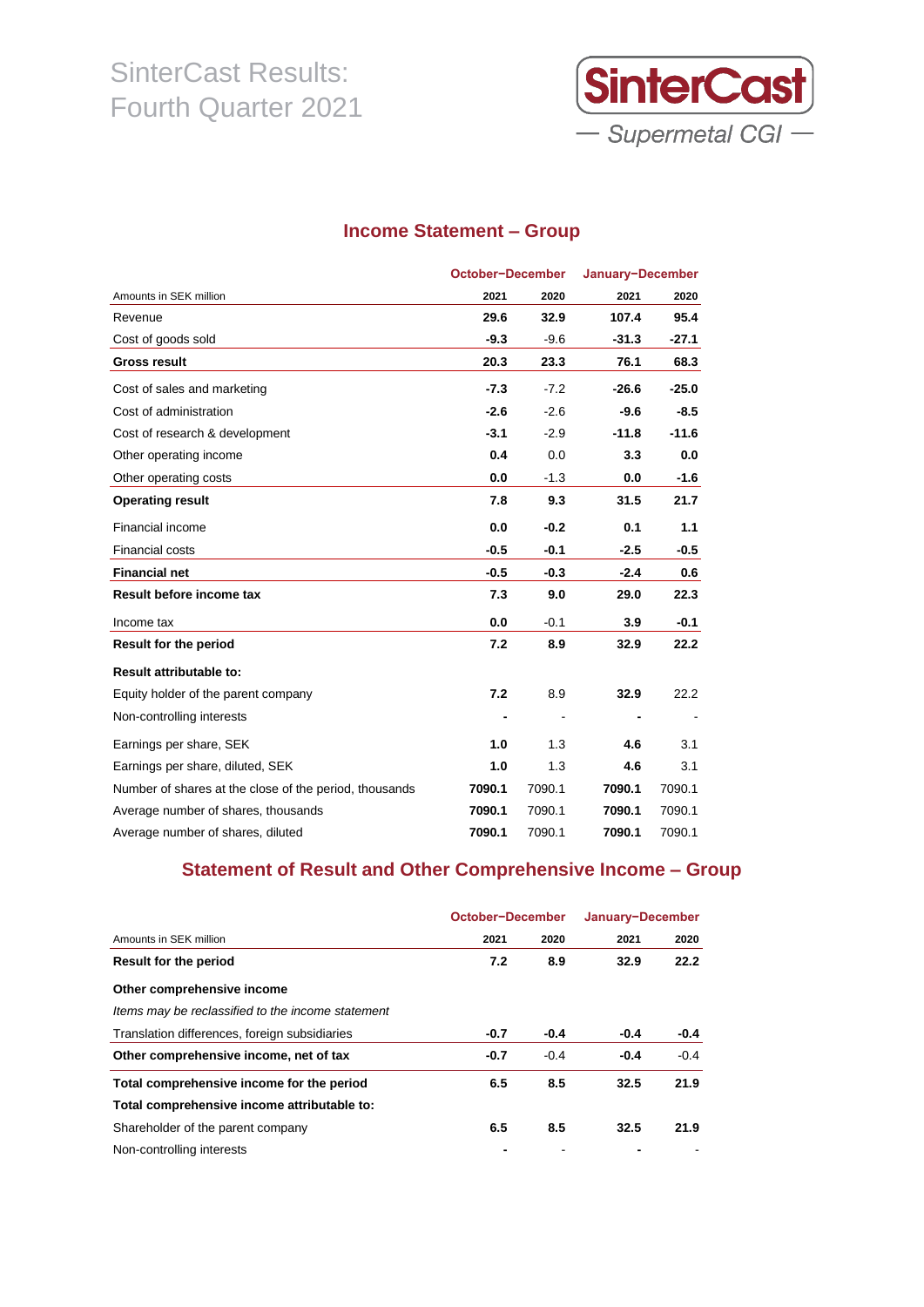## Income Statement – Group

| Amounts in SEK million | October–December 2021 | October–December 2020 | January–December 2021 | January–December 2020 |
|---|---|---|---|---|
| Revenue | **29.6** | **32.9** | **107.4** | **95.4** |
| Cost of goods sold | **-9.3** | -9.6 | **-31.3** | **-27.1** |
| **Gross result** | **20.3** | **23.3** | **76.1** | **68.3** |
| Cost of sales and marketing | **-7.3** | -7.2 | **-26.6** | **-25.0** |
| Cost of administration | **-2.6** | -2.6 | **-9.6** | **-8.5** |
| Cost of research & development | **-3.1** | -2.9 | **-11.8** | **-11.6** |
| Other operating income | **0.4** | 0.0 | **3.3** | **0.0** |
| Other operating costs | **0.0** | -1.3 | **0.0** | **-1.6** |
| **Operating result** | **7.8** | **9.3** | **31.5** | **21.7** |
| Financial income | **0.0** | **-0.2** | **0.1** | **1.1** |
| Financial costs | **-0.5** | **-0.1** | **-2.5** | **-0.5** |
| **Financial net** | **-0.5** | **-0.3** | **-2.4** | **0.6** |
| **Result before income tax** | **7.3** | **9.0** | **29.0** | **22.3** |
| Income tax | **0.0** | -0.1 | **3.9** | **-0.1** |
| **Result for the period** | **7.2** | **8.9** | **32.9** | **22.2** |
| **Result attributable to:** | | | | |
| Equity holder of the parent company | **7.2** | 8.9 | **32.9** | 22.2 |
| Non-controlling interests | **-** | - | **-** | - |
| Earnings per share, SEK | **1.0** | 1.3 | **4.6** | 3.1 |
| Earnings per share, diluted, SEK | **1.0** | 1.3 | **4.6** | 3.1 |
| Number of shares at the close of the period, thousands | **7090.1** | 7090.1 | **7090.1** | 7090.1 |
| Average number of shares, thousands | **7090.1** | 7090.1 | **7090.1** | 7090.1 |
| Average number of shares, diluted | **7090.1** | 7090.1 | **7090.1** | 7090.1 |

## Statement of Result and Other Comprehensive Income – Group

| Amounts in SEK million | October–December 2021 | October–December 2020 | January–December 2021 | January–December 2020 |
|---|---|---|---|---|
| **Result for the period** | **7.2** | **8.9** | **32.9** | **22.2** |
| **Other comprehensive income** | | | | |
| *Items may be reclassified to the income statement* | | | | |
| Translation differences, foreign subsidiaries | **-0.7** | **-0.4** | **-0.4** | **-0.4** |
| **Other comprehensive income, net of tax** | **-0.7** | -0.4 | **-0.4** | -0.4 |
| **Total comprehensive income for the period** | **6.5** | **8.5** | **32.5** | **21.9** |
| **Total comprehensive income attributable to:** | | | | |
| Shareholder of the parent company | **6.5** | **8.5** | **32.5** | **21.9** |
| Non-controlling interests | **-** | - | **-** | - |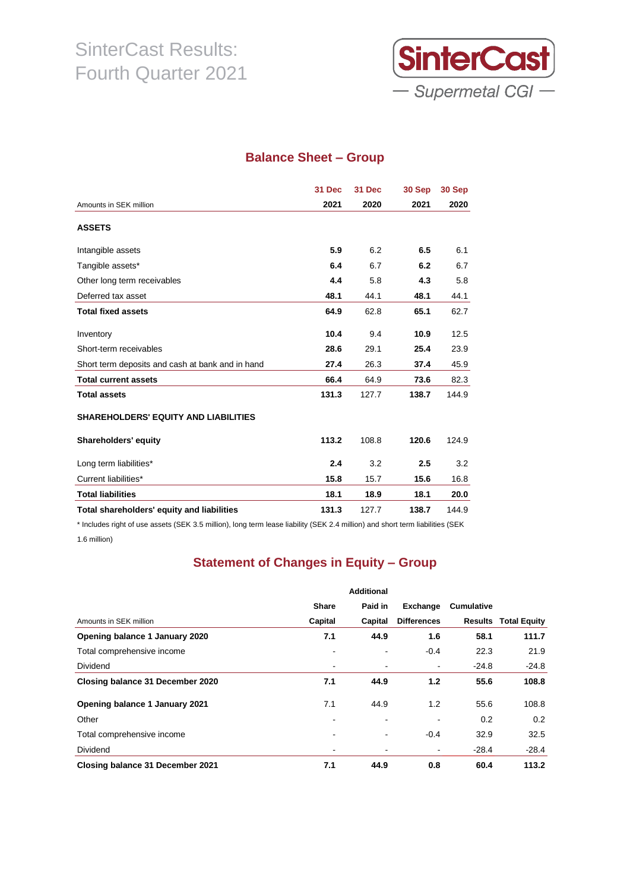## Balance Sheet – Group

| Amounts in SEK million | 31 Dec 2021 | 31 Dec 2020 | 30 Sep 2021 | 30 Sep 2020 |
|---|---|---|---|---|
| **ASSETS** | | | | |
| Intangible assets | **5.9** | 6.2 | **6.5** | 6.1 |
| Tangible assets* | **6.4** | 6.7 | **6.2** | 6.7 |
| Other long term receivables | **4.4** | 5.8 | **4.3** | 5.8 |
| Deferred tax asset | **48.1** | 44.1 | **48.1** | 44.1 |
| **Total fixed assets** | **64.9** | 62.8 | **65.1** | 62.7 |
| Inventory | **10.4** | 9.4 | **10.9** | 12.5 |
| Short-term receivables | **28.6** | 29.1 | **25.4** | 23.9 |
| Short term deposits and cash at bank and in hand | **27.4** | 26.3 | **37.4** | 45.9 |
| **Total current assets** | **66.4** | 64.9 | **73.6** | 82.3 |
| **Total assets** | **131.3** | 127.7 | **138.7** | 144.9 |
| **SHAREHOLDERS' EQUITY AND LIABILITIES** | | | | |
| **Shareholders' equity** | **113.2** | 108.8 | **120.6** | 124.9 |
| Long term liabilities* | **2.4** | 3.2 | **2.5** | 3.2 |
| Current liabilities* | **15.8** | 15.7 | **15.6** | 16.8 |
| **Total liabilities** | **18.1** | **18.9** | **18.1** | **20.0** |
| **Total shareholders' equity and liabilities** | **131.3** | 127.7 | **138.7** | 144.9 |

* Includes right of use assets (SEK 3.5 million), long term lease liability (SEK 2.4 million) and short term liabilities (SEK 1.6 million)

## Statement of Changes in Equity – Group

| Amounts in SEK million | Share Capital | Additional Paid in Capital | Exchange Differences | Cumulative Results | Total Equity |
|---|---|---|---|---|---|
| **Opening balance 1 January 2020** | **7.1** | **44.9** | **1.6** | **58.1** | **111.7** |
| Total comprehensive income | - | - | -0.4 | 22.3 | 21.9 |
| Dividend | - | - | - | -24.8 | -24.8 |
| **Closing balance 31 December 2020** | **7.1** | **44.9** | **1.2** | **55.6** | **108.8** |
| **Opening balance 1 January 2021** | 7.1 | 44.9 | 1.2 | 55.6 | 108.8 |
| Other | - | - | - | 0.2 | 0.2 |
| Total comprehensive income | - | - | -0.4 | 32.9 | 32.5 |
| Dividend | - | - | - | -28.4 | -28.4 |
| **Closing balance 31 December 2021** | **7.1** | **44.9** | **0.8** | **60.4** | **113.2** |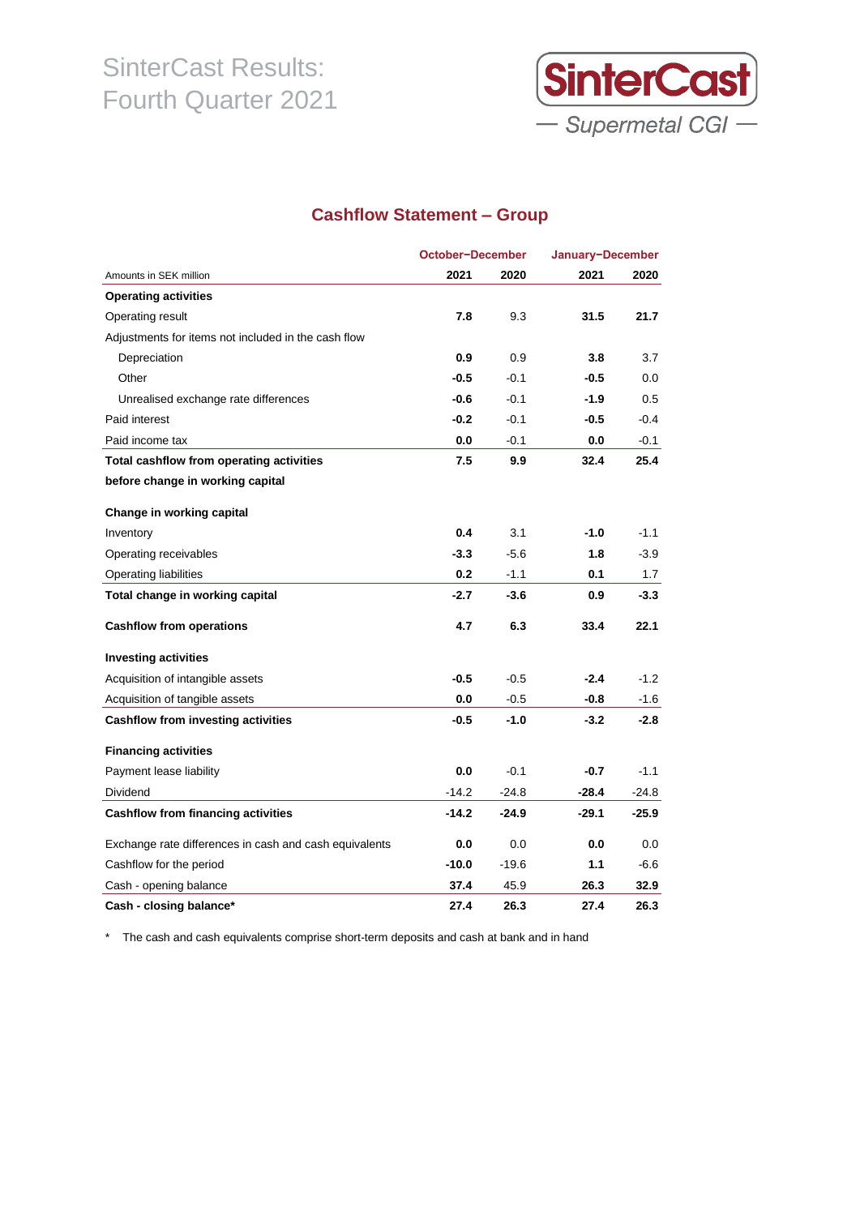## Cashflow Statement – Group

| Amounts in SEK million | October–December 2021 | October–December 2020 | January–December 2021 | January–December 2020 |
|---|---|---|---|---|
| **Operating activities** | | | | |
| Operating result | **7.8** | 9.3 | **31.5** | **21.7** |
| Adjustments for items not included in the cash flow | | | | |
| Depreciation | **0.9** | 0.9 | **3.8** | 3.7 |
| Other | **-0.5** | -0.1 | **-0.5** | 0.0 |
| Unrealised exchange rate differences | **-0.6** | -0.1 | **-1.9** | 0.5 |
| Paid interest | **-0.2** | -0.1 | **-0.5** | -0.4 |
| Paid income tax | **0.0** | -0.1 | **0.0** | -0.1 |
| **Total cashflow from operating activities before change in working capital** | **7.5** | **9.9** | **32.4** | **25.4** |
| **Change in working capital** | | | | |
| Inventory | **0.4** | 3.1 | **-1.0** | -1.1 |
| Operating receivables | **-3.3** | -5.6 | **1.8** | -3.9 |
| Operating liabilities | **0.2** | -1.1 | **0.1** | 1.7 |
| **Total change in working capital** | **-2.7** | **-3.6** | **0.9** | **-3.3** |
| **Cashflow from operations** | **4.7** | **6.3** | **33.4** | **22.1** |
| **Investing activities** | | | | |
| Acquisition of intangible assets | **-0.5** | -0.5 | **-2.4** | -1.2 |
| Acquisition of tangible assets | **0.0** | -0.5 | **-0.8** | -1.6 |
| **Cashflow from investing activities** | **-0.5** | **-1.0** | **-3.2** | **-2.8** |
| **Financing activities** | | | | |
| Payment lease liability | **0.0** | -0.1 | **-0.7** | -1.1 |
| Dividend | -14.2 | -24.8 | **-28.4** | -24.8 |
| **Cashflow from financing activities** | **-14.2** | **-24.9** | **-29.1** | **-25.9** |
| Exchange rate differences in cash and cash equivalents | **0.0** | 0.0 | **0.0** | 0.0 |
| Cashflow for the period | **-10.0** | -19.6 | **1.1** | -6.6 |
| Cash - opening balance | **37.4** | 45.9 | **26.3** | **32.9** |
| **Cash - closing balance*** | **27.4** | **26.3** | **27.4** | **26.3** |

\* The cash and cash equivalents comprise short-term deposits and cash at bank and in hand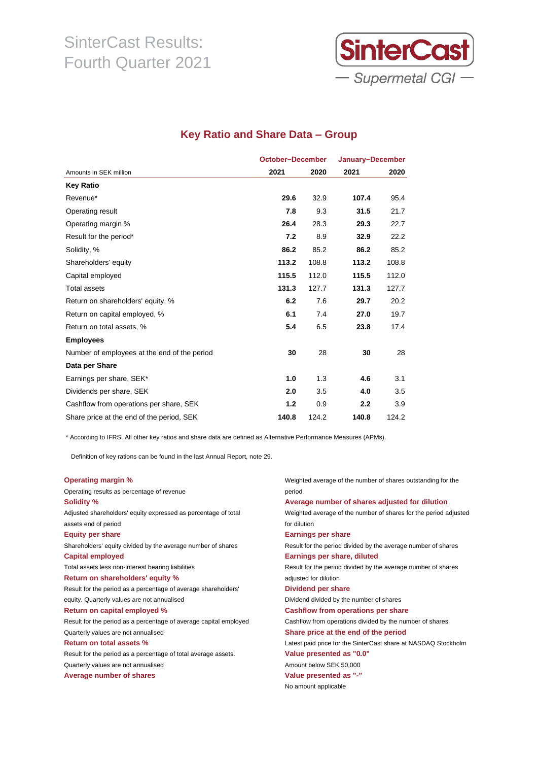# SinterCast Results: Fourth Quarter 2021

## Key Ratio and Share Data – Group

| Amounts in SEK million | October–December 2021 | October–December 2020 | January–December 2021 | January–December 2020 |
|---|---|---|---|---|
| **Key Ratio** | | | | |
| Revenue* | **29.6** | 32.9 | **107.4** | 95.4 |
| Operating result | **7.8** | 9.3 | **31.5** | 21.7 |
| Operating margin % | **26.4** | 28.3 | **29.3** | 22.7 |
| Result for the period* | **7.2** | 8.9 | **32.9** | 22.2 |
| Solidity, % | **86.2** | 85.2 | **86.2** | 85.2 |
| Shareholders' equity | **113.2** | 108.8 | **113.2** | 108.8 |
| Capital employed | **115.5** | 112.0 | **115.5** | 112.0 |
| Total assets | **131.3** | 127.7 | **131.3** | 127.7 |
| Return on shareholders' equity, % | **6.2** | 7.6 | **29.7** | 20.2 |
| Return on capital employed, % | **6.1** | 7.4 | **27.0** | 19.7 |
| Return on total assets, % | **5.4** | 6.5 | **23.8** | 17.4 |
| **Employees** | | | | |
| Number of employees at the end of the period | **30** | 28 | **30** | 28 |
| **Data per Share** | | | | |
| Earnings per share, SEK* | **1.0** | 1.3 | **4.6** | 3.1 |
| Dividends per share, SEK | **2.0** | 3.5 | **4.0** | 3.5 |
| Cashflow from operations per share, SEK | **1.2** | 0.9 | **2.2** | 3.9 |
| Share price at the end of the period, SEK | **140.8** | 124.2 | **140.8** | 124.2 |

* According to IFRS. All other key ratios and share data are defined as Alternative Performance Measures (APMs).

Definition of key rations can be found in the last Annual Report, note 29.

**Operating margin %**
Operating results as percentage of revenue

**Solidity %**
Adjusted shareholders' equity expressed as percentage of total assets end of period

**Equity per share**
Shareholders' equity divided by the average number of shares

**Capital employed**
Total assets less non-interest bearing liabilities

**Return on shareholders' equity %**
Result for the period as a percentage of average shareholders' equity. Quarterly values are not annualised

**Return on capital employed %**
Result for the period as a percentage of average capital employed Quarterly values are not annualised

**Return on total assets %**
Result for the period as a percentage of total average assets. Quarterly values are not annualised

**Average number of shares**
Weighted average of the number of shares outstanding for the period

**Average number of shares adjusted for dilution**
Weighted average of the number of shares for the period adjusted for dilution

**Earnings per share**
Result for the period divided by the average number of shares

**Earnings per share, diluted**
Result for the period divided by the average number of shares adjusted for dilution

**Dividend per share**
Dividend divided by the number of shares

**Cashflow from operations per share**
Cashflow from operations divided by the number of shares

**Share price at the end of the period**
Latest paid price for the SinterCast share at NASDAQ Stockholm

**Value presented as "0.0"**
Amount below SEK 50,000

**Value presented as "-"**
No amount applicable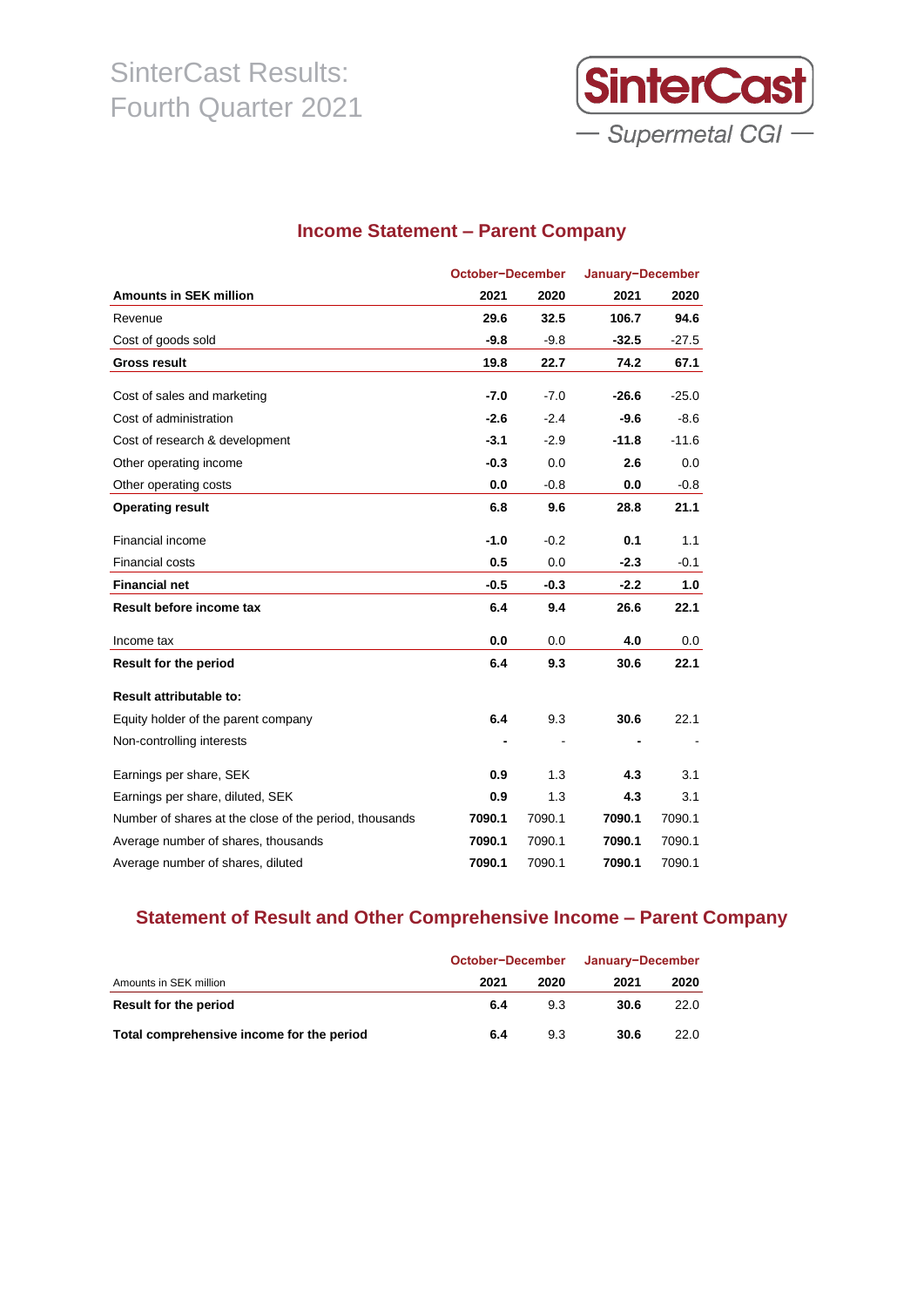# SinterCast Results: Fourth Quarter 2021

## Income Statement – Parent Company

| | October–December | | January–December | |
|---|---|---|---|---|
| **Amounts in SEK million** | **2021** | **2020** | **2021** | **2020** |
| Revenue | **29.6** | **32.5** | **106.7** | **94.6** |
| Cost of goods sold | **-9.8** | -9.8 | **-32.5** | -27.5 |
| **Gross result** | **19.8** | **22.7** | **74.2** | **67.1** |
| Cost of sales and marketing | **-7.0** | -7.0 | **-26.6** | -25.0 |
| Cost of administration | **-2.6** | -2.4 | **-9.6** | -8.6 |
| Cost of research & development | **-3.1** | -2.9 | **-11.8** | -11.6 |
| Other operating income | **-0.3** | 0.0 | **2.6** | 0.0 |
| Other operating costs | **0.0** | -0.8 | **0.0** | -0.8 |
| **Operating result** | **6.8** | **9.6** | **28.8** | **21.1** |
| Financial income | **-1.0** | -0.2 | **0.1** | 1.1 |
| Financial costs | **0.5** | 0.0 | **-2.3** | -0.1 |
| **Financial net** | **-0.5** | **-0.3** | **-2.2** | **1.0** |
| **Result before income tax** | **6.4** | **9.4** | **26.6** | **22.1** |
| Income tax | **0.0** | 0.0 | **4.0** | 0.0 |
| **Result for the period** | **6.4** | **9.3** | **30.6** | **22.1** |
| **Result attributable to:** | | | | |
| Equity holder of the parent company | **6.4** | 9.3 | **30.6** | 22.1 |
| Non-controlling interests | **-** | - | **-** | - |
| Earnings per share, SEK | **0.9** | 1.3 | **4.3** | 3.1 |
| Earnings per share, diluted, SEK | **0.9** | 1.3 | **4.3** | 3.1 |
| Number of shares at the close of the period, thousands | **7090.1** | 7090.1 | **7090.1** | 7090.1 |
| Average number of shares, thousands | **7090.1** | 7090.1 | **7090.1** | 7090.1 |
| Average number of shares, diluted | **7090.1** | 7090.1 | **7090.1** | 7090.1 |

## Statement of Result and Other Comprehensive Income – Parent Company

| | October–December | | January–December | |
|---|---|---|---|---|
| Amounts in SEK million | **2021** | **2020** | **2021** | **2020** |
| **Result for the period** | **6.4** | 9.3 | **30.6** | 22.0 |
| **Total comprehensive income for the period** | **6.4** | 9.3 | **30.6** | 22.0 |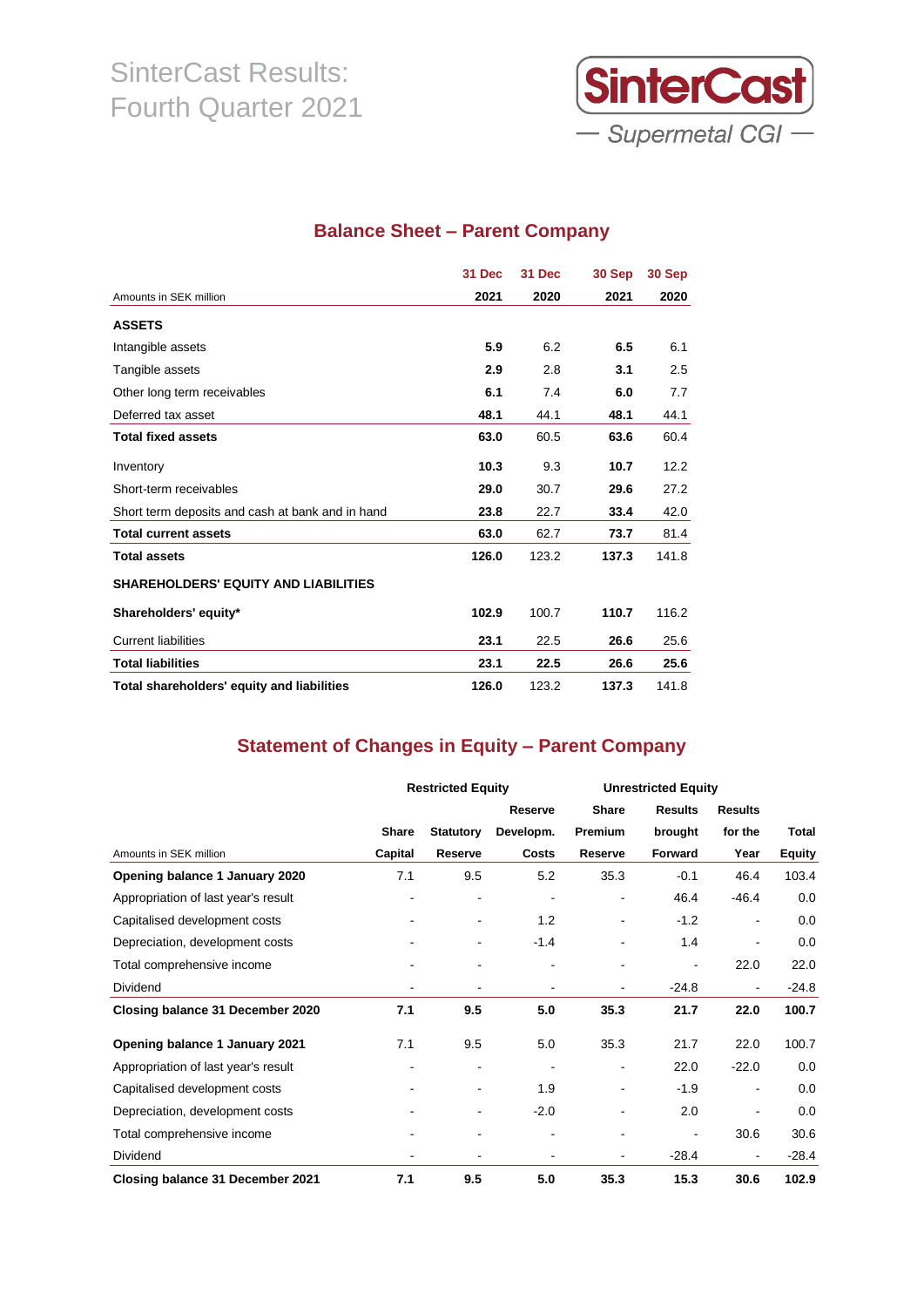## Balance Sheet – Parent Company

| Amounts in SEK million | 31 Dec 2021 | 31 Dec 2020 | 30 Sep 2021 | 30 Sep 2020 |
|---|---|---|---|---|
| **ASSETS** | | | | |
| Intangible assets | **5.9** | 6.2 | **6.5** | 6.1 |
| Tangible assets | **2.9** | 2.8 | **3.1** | 2.5 |
| Other long term receivables | **6.1** | 7.4 | **6.0** | 7.7 |
| Deferred tax asset | **48.1** | 44.1 | **48.1** | 44.1 |
| **Total fixed assets** | **63.0** | 60.5 | **63.6** | 60.4 |
| Inventory | **10.3** | 9.3 | **10.7** | 12.2 |
| Short-term receivables | **29.0** | 30.7 | **29.6** | 27.2 |
| Short term deposits and cash at bank and in hand | **23.8** | 22.7 | **33.4** | 42.0 |
| **Total current assets** | **63.0** | 62.7 | **73.7** | 81.4 |
| **Total assets** | **126.0** | 123.2 | **137.3** | 141.8 |
| **SHAREHOLDERS' EQUITY AND LIABILITIES** | | | | |
| **Shareholders' equity*** | **102.9** | 100.7 | **110.7** | 116.2 |
| Current liabilities | **23.1** | 22.5 | **26.6** | 25.6 |
| **Total liabilities** | **23.1** | **22.5** | **26.6** | **25.6** |
| **Total shareholders' equity and liabilities** | **126.0** | 123.2 | **137.3** | 141.8 |

## Statement of Changes in Equity – Parent Company

| | Restricted Equity | | | Unrestricted Equity | | | |
|---|---|---|---|---|---|---|---|
| Amounts in SEK million | Share Capital | Statutory Reserve | Reserve Developm. Costs | Share Premium Reserve | Results brought Forward | Results for the Year | Total Equity |
| **Opening balance 1 January 2020** | 7.1 | 9.5 | 5.2 | 35.3 | -0.1 | 46.4 | 103.4 |
| Appropriation of last year's result | - | - | - | - | 46.4 | -46.4 | 0.0 |
| Capitalised development costs | - | - | 1.2 | - | -1.2 | - | 0.0 |
| Depreciation, development costs | - | - | -1.4 | - | 1.4 | - | 0.0 |
| Total comprehensive income | - | - | - | - | - | 22.0 | 22.0 |
| Dividend | - | - | - | - | -24.8 | - | -24.8 |
| **Closing balance 31 December 2020** | **7.1** | **9.5** | **5.0** | **35.3** | **21.7** | **22.0** | **100.7** |
| **Opening balance 1 January 2021** | 7.1 | 9.5 | 5.0 | 35.3 | 21.7 | 22.0 | 100.7 |
| Appropriation of last year's result | - | - | - | - | 22.0 | -22.0 | 0.0 |
| Capitalised development costs | - | - | 1.9 | - | -1.9 | - | 0.0 |
| Depreciation, development costs | - | - | -2.0 | - | 2.0 | - | 0.0 |
| Total comprehensive income | - | - | - | - | - | 30.6 | 30.6 |
| Dividend | - | - | - | - | -28.4 | - | -28.4 |
| **Closing balance 31 December 2021** | **7.1** | **9.5** | **5.0** | **35.3** | **15.3** | **30.6** | **102.9** |